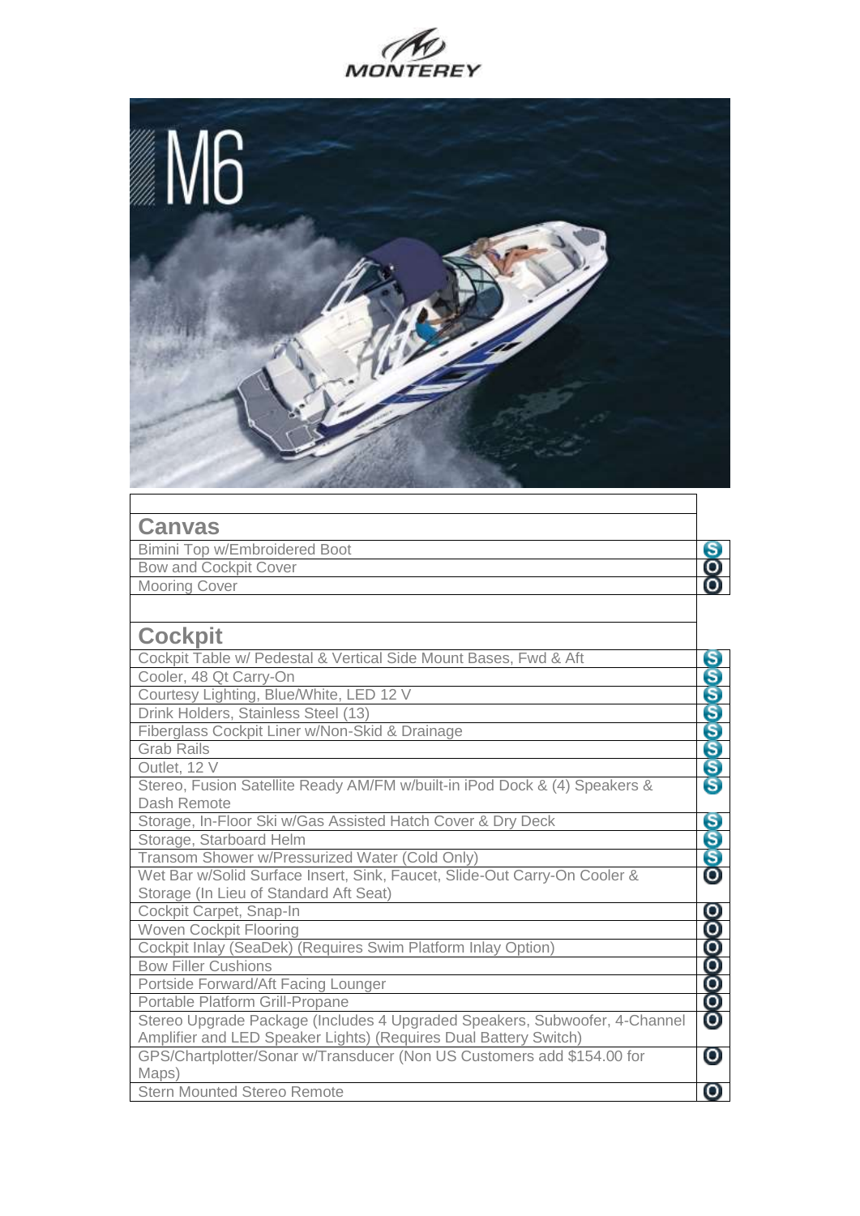# M6

## Canvas

| Item | |
|---|---|
| Bimini Top w/Embroidered Boot | S |
| Bow and Cockpit Cover | O |
| Mooring Cover | O |

## Cockpit

| Item | |
|---|---|
| Cockpit Table w/ Pedestal & Vertical Side Mount Bases, Fwd & Aft | S |
| Cooler, 48 Qt Carry-On | S |
| Courtesy Lighting, Blue/White, LED 12 V | S |
| Drink Holders, Stainless Steel (13) | S |
| Fiberglass Cockpit Liner w/Non-Skid & Drainage | S |
| Grab Rails | S |
| Outlet, 12 V | S |
| Stereo, Fusion Satellite Ready AM/FM w/built-in iPod Dock & (4) Speakers & Dash Remote | S |
| Storage, In-Floor Ski w/Gas Assisted Hatch Cover & Dry Deck | S |
| Storage, Starboard Helm | S |
| Transom Shower w/Pressurized Water (Cold Only) | S |
| Wet Bar w/Solid Surface Insert, Sink, Faucet, Slide-Out Carry-On Cooler & Storage (In Lieu of Standard Aft Seat) | O |
| Cockpit Carpet, Snap-In | O |
| Woven Cockpit Flooring | O |
| Cockpit Inlay (SeaDek) (Requires Swim Platform Inlay Option) | O |
| Bow Filler Cushions | O |
| Portside Forward/Aft Facing Lounger | O |
| Portable Platform Grill-Propane | O |
| Stereo Upgrade Package (Includes 4 Upgraded Speakers, Subwoofer, 4-Channel Amplifier and LED Speaker Lights) (Requires Dual Battery Switch) | O |
| GPS/Chartplotter/Sonar w/Transducer (Non US Customers add $154.00 for Maps) | O |
| Stern Mounted Stereo Remote | O |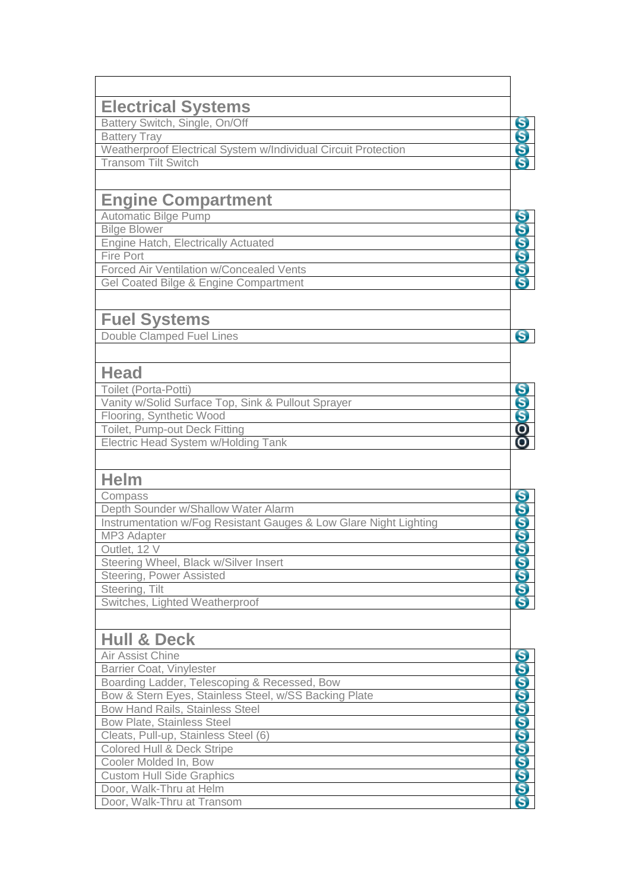## Electrical Systems

| Item | |
|---|---|
| Battery Switch, Single, On/Off | S |
| Battery Tray | S |
| Weatherproof Electrical System w/Individual Circuit Protection | S |
| Transom Tilt Switch | S |

## Engine Compartment

| Item | |
|---|---|
| Automatic Bilge Pump | S |
| Bilge Blower | S |
| Engine Hatch, Electrically Actuated | S |
| Fire Port | S |
| Forced Air Ventilation w/Concealed Vents | S |
| Gel Coated Bilge & Engine Compartment | S |

## Fuel Systems

| Item | |
|---|---|
| Double Clamped Fuel Lines | S |

## Head

| Item | |
|---|---|
| Toilet (Porta-Potti) | S |
| Vanity w/Solid Surface Top, Sink & Pullout Sprayer | S |
| Flooring, Synthetic Wood | S |
| Toilet, Pump-out Deck Fitting | O |
| Electric Head System w/Holding Tank | O |

## Helm

| Item | |
|---|---|
| Compass | S |
| Depth Sounder w/Shallow Water Alarm | S |
| Instrumentation w/Fog Resistant Gauges & Low Glare Night Lighting | S |
| MP3 Adapter | S |
| Outlet, 12 V | S |
| Steering Wheel, Black w/Silver Insert | S |
| Steering, Power Assisted | S |
| Steering, Tilt | S |
| Switches, Lighted Weatherproof | S |

## Hull & Deck

| Item | |
|---|---|
| Air Assist Chine | S |
| Barrier Coat, Vinylester | S |
| Boarding Ladder, Telescoping & Recessed, Bow | S |
| Bow & Stern Eyes, Stainless Steel, w/SS Backing Plate | S |
| Bow Hand Rails, Stainless Steel | S |
| Bow Plate, Stainless Steel | S |
| Cleats, Pull-up, Stainless Steel (6) | S |
| Colored Hull & Deck Stripe | S |
| Cooler Molded In, Bow | S |
| Custom Hull Side Graphics | S |
| Door, Walk-Thru at Helm | S |
| Door, Walk-Thru at Transom | S |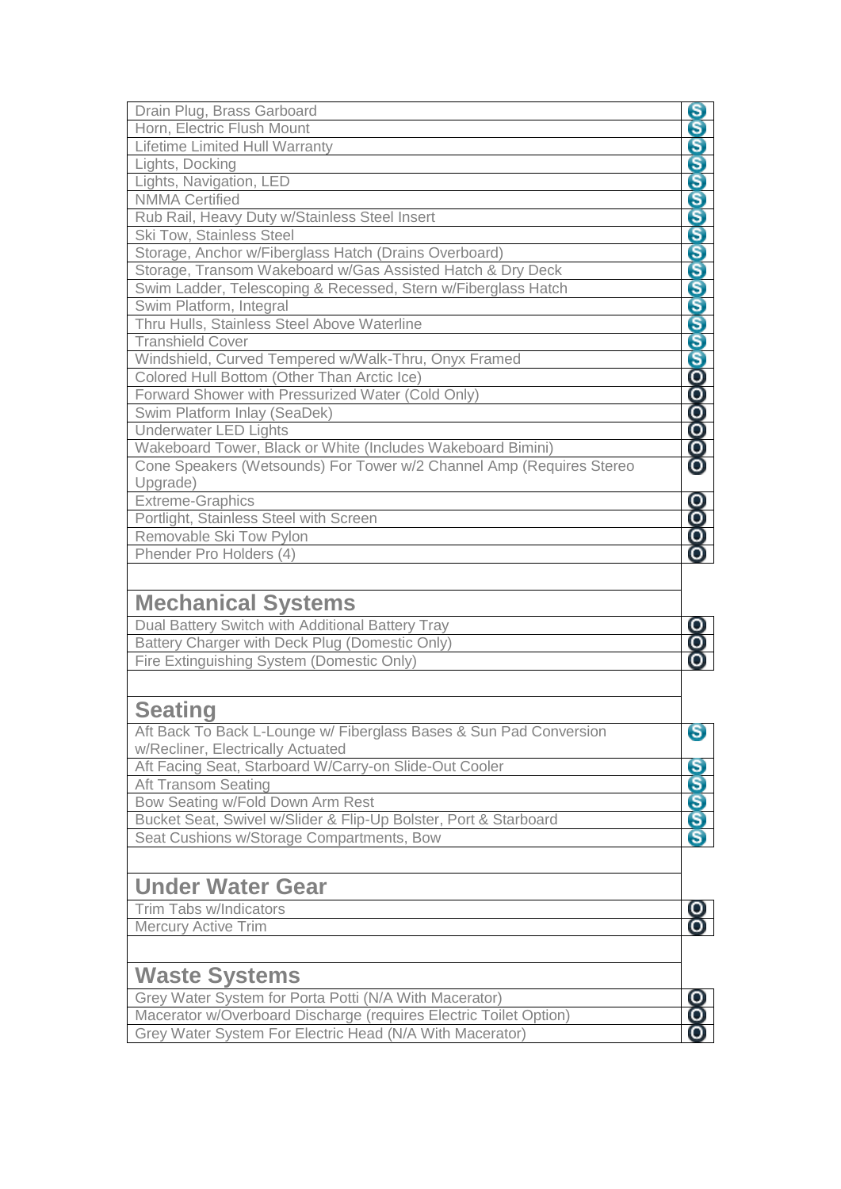| | |
|---|---|
| Drain Plug, Brass Garboard | S |
| Horn, Electric Flush Mount | S |
| Lifetime Limited Hull Warranty | S |
| Lights, Docking | S |
| Lights, Navigation, LED | S |
| NMMA Certified | S |
| Rub Rail, Heavy Duty w/Stainless Steel Insert | S |
| Ski Tow, Stainless Steel | S |
| Storage, Anchor w/Fiberglass Hatch (Drains Overboard) | S |
| Storage, Transom Wakeboard w/Gas Assisted Hatch & Dry Deck | S |
| Swim Ladder, Telescoping & Recessed, Stern w/Fiberglass Hatch | S |
| Swim Platform, Integral | S |
| Thru Hulls, Stainless Steel Above Waterline | S |
| Transhield Cover | S |
| Windshield, Curved Tempered w/Walk-Thru, Onyx Framed | S |
| Colored Hull Bottom (Other Than Arctic Ice) | O |
| Forward Shower with Pressurized Water (Cold Only) | O |
| Swim Platform Inlay (SeaDek) | O |
| Underwater LED Lights | O |
| Wakeboard Tower, Black or White (Includes Wakeboard Bimini) | O |
| Cone Speakers (Wetsounds) For Tower w/2 Channel Amp (Requires Stereo Upgrade) | O |
| Extreme-Graphics | O |
| Portlight, Stainless Steel with Screen | O |
| Removable Ski Tow Pylon | O |
| Phender Pro Holders (4) | O |
| | |
| **Mechanical Systems** | |
| Dual Battery Switch with Additional Battery Tray | O |
| Battery Charger with Deck Plug (Domestic Only) | O |
| Fire Extinguishing System (Domestic Only) | O |
| | |
| **Seating** | |
| Aft Back To Back L-Lounge w/ Fiberglass Bases & Sun Pad Conversion w/Recliner, Electrically Actuated | S |
| Aft Facing Seat, Starboard W/Carry-on Slide-Out Cooler | S |
| Aft Transom Seating | S |
| Bow Seating w/Fold Down Arm Rest | S |
| Bucket Seat, Swivel w/Slider & Flip-Up Bolster, Port & Starboard | S |
| Seat Cushions w/Storage Compartments, Bow | S |
| | |
| **Under Water Gear** | |
| Trim Tabs w/Indicators | O |
| Mercury Active Trim | O |
| | |
| **Waste Systems** | |
| Grey Water System for Porta Potti (N/A With Macerator) | O |
| Macerator w/Overboard Discharge (requires Electric Toilet Option) | O |
| Grey Water System For Electric Head (N/A With Macerator) | O |